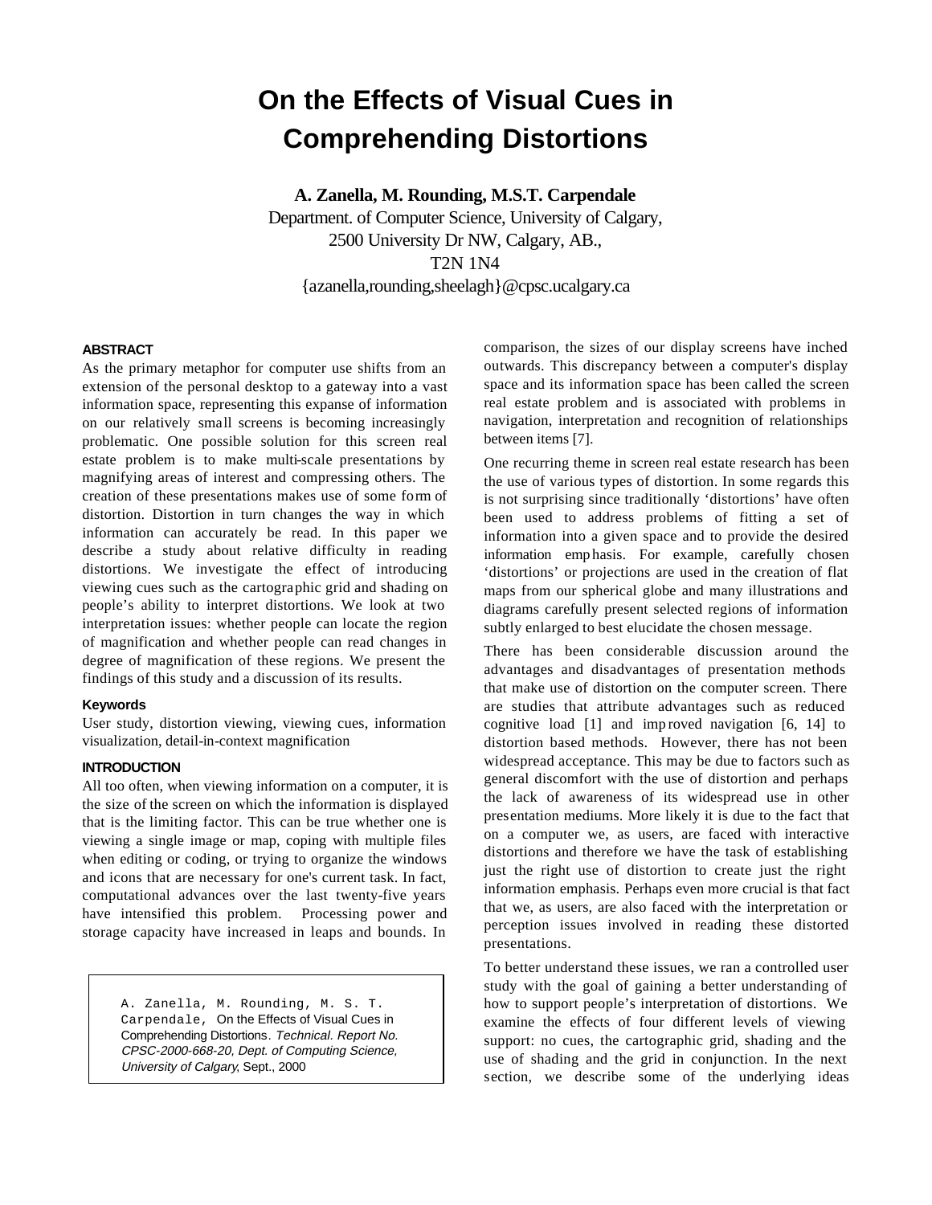# On the Effects of Visual Cues in Comprehending Distortions

**A. Zanella, M. Rounding, M.S.T. Carpendale**

Department. of Computer Science, University of Calgary,
2500 University Dr NW, Calgary, AB.,
T2N 1N4
{azanella,rounding,sheelagh}@cpsc.ucalgary.ca

### ABSTRACT

As the primary metaphor for computer use shifts from an extension of the personal desktop to a gateway into a vast information space, representing this expanse of information on our relatively small screens is becoming increasingly problematic. One possible solution for this screen real estate problem is to make multi-scale presentations by magnifying areas of interest and compressing others. The creation of these presentations makes use of some form of distortion. Distortion in turn changes the way in which information can accurately be read. In this paper we describe a study about relative difficulty in reading distortions. We investigate the effect of introducing viewing cues such as the cartographic grid and shading on people's ability to interpret distortions. We look at two interpretation issues: whether people can locate the region of magnification and whether people can read changes in degree of magnification of these regions. We present the findings of this study and a discussion of its results.

### Keywords

User study, distortion viewing, viewing cues, information visualization, detail-in-context magnification

### INTRODUCTION

All too often, when viewing information on a computer, it is the size of the screen on which the information is displayed that is the limiting factor. This can be true whether one is viewing a single image or map, coping with multiple files when editing or coding, or trying to organize the windows and icons that are necessary for one's current task. In fact, computational advances over the last twenty-five years have intensified this problem. Processing power and storage capacity have increased in leaps and bounds. In comparison, the sizes of our display screens have inched outwards. This discrepancy between a computer's display space and its information space has been called the screen real estate problem and is associated with problems in navigation, interpretation and recognition of relationships between items [7].

One recurring theme in screen real estate research has been the use of various types of distortion. In some regards this is not surprising since traditionally 'distortions' have often been used to address problems of fitting a set of information into a given space and to provide the desired information emphasis. For example, carefully chosen 'distortions' or projections are used in the creation of flat maps from our spherical globe and many illustrations and diagrams carefully present selected regions of information subtly enlarged to best elucidate the chosen message.

There has been considerable discussion around the advantages and disadvantages of presentation methods that make use of distortion on the computer screen. There are studies that attribute advantages such as reduced cognitive load [1] and improved navigation [6, 14] to distortion based methods. However, there has not been widespread acceptance. This may be due to factors such as general discomfort with the use of distortion and perhaps the lack of awareness of its widespread use in other presentation mediums. More likely it is due to the fact that on a computer we, as users, are faced with interactive distortions and therefore we have the task of establishing just the right use of distortion to create just the right information emphasis. Perhaps even more crucial is that fact that we, as users, are also faced with the interpretation or perception issues involved in reading these distorted presentations.

To better understand these issues, we ran a controlled user study with the goal of gaining a better understanding of how to support people's interpretation of distortions. We examine the effects of four different levels of viewing support: no cues, the cartographic grid, shading and the use of shading and the grid in conjunction. In the next section, we describe some of the underlying ideas

A. Zanella, M. Rounding, M. S. T. Carpendale, On the Effects of Visual Cues in Comprehending Distortions. *Technical. Report No. CPSC-2000-668-20, Dept. of Computing Science, University of Calgary*, Sept., 2000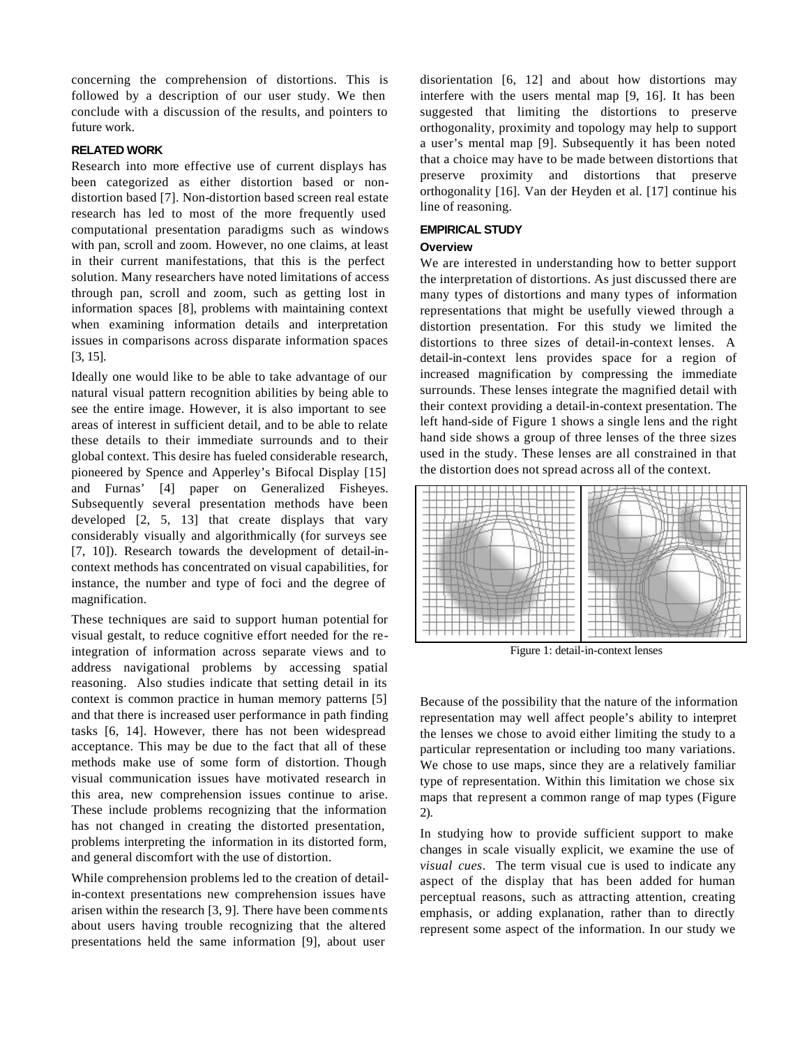concerning the comprehension of distortions. This is followed by a description of our user study. We then conclude with a discussion of the results, and pointers to future work.

## RELATED WORK

Research into more effective use of current displays has been categorized as either distortion based or non-distortion based [7]. Non-distortion based screen real estate research has led to most of the more frequently used computational presentation paradigms such as windows with pan, scroll and zoom. However, no one claims, at least in their current manifestations, that this is the perfect solution. Many researchers have noted limitations of access through pan, scroll and zoom, such as getting lost in information spaces [8], problems with maintaining context when examining information details and interpretation issues in comparisons across disparate information spaces [3, 15].

Ideally one would like to be able to take advantage of our natural visual pattern recognition abilities by being able to see the entire image. However, it is also important to see areas of interest in sufficient detail, and to be able to relate these details to their immediate surrounds and to their global context. This desire has fueled considerable research, pioneered by Spence and Apperley's Bifocal Display [15] and Furnas' [4] paper on Generalized Fisheyes. Subsequently several presentation methods have been developed [2, 5, 13] that create displays that vary considerably visually and algorithmically (for surveys see [7, 10]). Research towards the development of detail-in-context methods has concentrated on visual capabilities, for instance, the number and type of foci and the degree of magnification.

These techniques are said to support human potential for visual gestalt, to reduce cognitive effort needed for the re-integration of information across separate views and to address navigational problems by accessing spatial reasoning. Also studies indicate that setting detail in its context is common practice in human memory patterns [5] and that there is increased user performance in path finding tasks [6, 14]. However, there has not been widespread acceptance. This may be due to the fact that all of these methods make use of some form of distortion. Though visual communication issues have motivated research in this area, new comprehension issues continue to arise. These include problems recognizing that the information has not changed in creating the distorted presentation, problems interpreting the information in its distorted form, and general discomfort with the use of distortion.

While comprehension problems led to the creation of detail-in-context presentations new comprehension issues have arisen within the research [3, 9]. There have been comments about users having trouble recognizing that the altered presentations held the same information [9], about user disorientation [6, 12] and about how distortions may interfere with the users mental map [9, 16]. It has been suggested that limiting the distortions to preserve orthogonality, proximity and topology may help to support a user's mental map [9]. Subsequently it has been noted that a choice may have to be made between distortions that preserve proximity and distortions that preserve orthogonality [16]. Van der Heyden et al. [17] continue his line of reasoning.

## EMPIRICAL STUDY

### Overview

We are interested in understanding how to better support the interpretation of distortions. As just discussed there are many types of distortions and many types of information representations that might be usefully viewed through a distortion presentation. For this study we limited the distortions to three sizes of detail-in-context lenses. A detail-in-context lens provides space for a region of increased magnification by compressing the immediate surrounds. These lenses integrate the magnified detail with their context providing a detail-in-context presentation. The left hand-side of Figure 1 shows a single lens and the right hand side shows a group of three lenses of the three sizes used in the study. These lenses are all constrained in that the distortion does not spread across all of the context.

Figure 1: detail-in-context lenses

Because of the possibility that the nature of the information representation may well affect people's ability to interpret the lenses we chose to avoid either limiting the study to a particular representation or including too many variations. We chose to use maps, since they are a relatively familiar type of representation. Within this limitation we chose six maps that represent a common range of map types (Figure 2).

In studying how to provide sufficient support to make changes in scale visually explicit, we examine the use of *visual cues*. The term visual cue is used to indicate any aspect of the display that has been added for human perceptual reasons, such as attracting attention, creating emphasis, or adding explanation, rather than to directly represent some aspect of the information. In our study we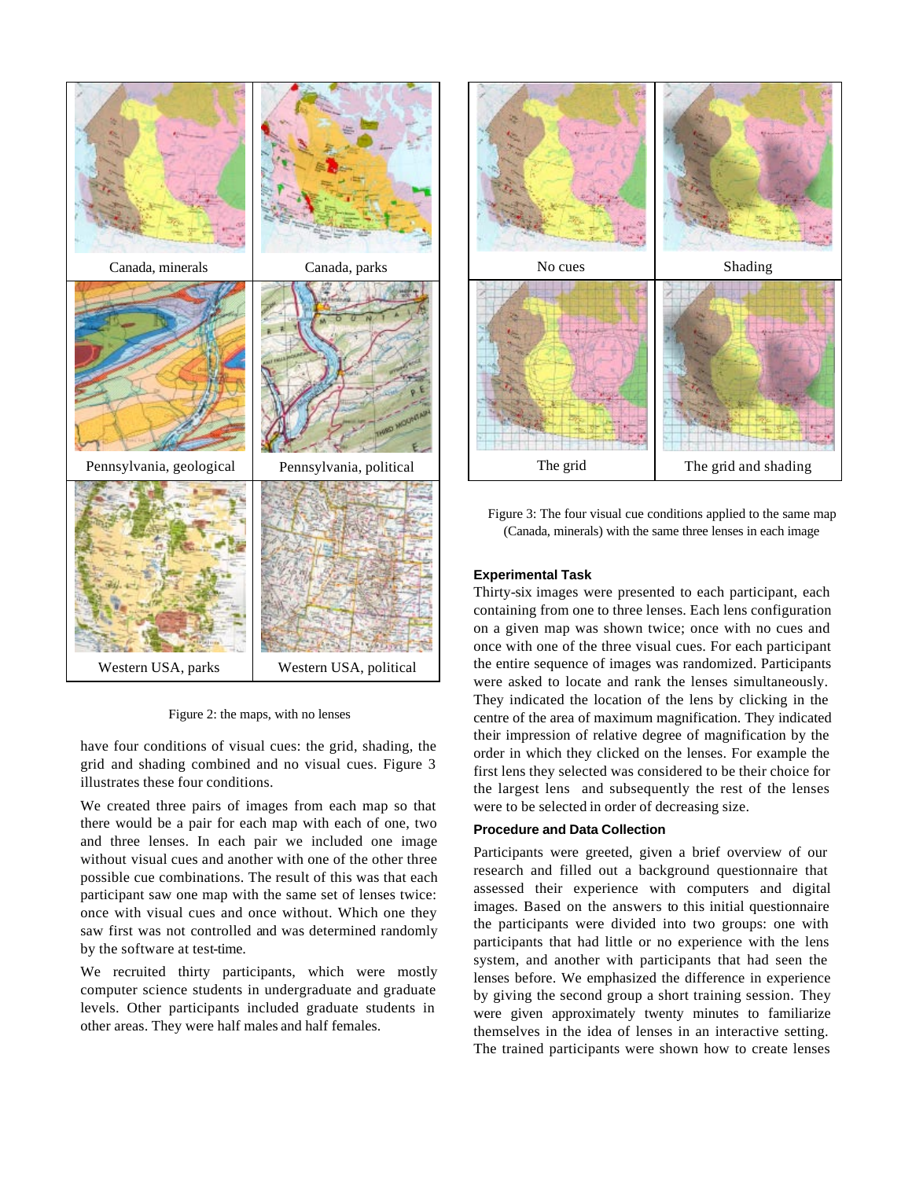Canada, minerals | Canada, parks
Pennsylvania, geological | Pennsylvania, political
Western USA, parks | Western USA, political

Figure 2: the maps, with no lenses

have four conditions of visual cues: the grid, shading, the grid and shading combined and no visual cues. Figure 3 illustrates these four conditions.

We created three pairs of images from each map so that there would be a pair for each map with each of one, two and three lenses. In each pair we included one image without visual cues and another with one of the other three possible cue combinations. The result of this was that each participant saw one map with the same set of lenses twice: once with visual cues and once without. Which one they saw first was not controlled and was determined randomly by the software at test-time.

We recruited thirty participants, which were mostly computer science students in undergraduate and graduate levels. Other participants included graduate students in other areas. They were half males and half females.

No cues | Shading
The grid | The grid and shading

Figure 3: The four visual cue conditions applied to the same map (Canada, minerals) with the same three lenses in each image

### Experimental Task

Thirty-six images were presented to each participant, each containing from one to three lenses. Each lens configuration on a given map was shown twice; once with no cues and once with one of the three visual cues. For each participant the entire sequence of images was randomized. Participants were asked to locate and rank the lenses simultaneously. They indicated the location of the lens by clicking in the centre of the area of maximum magnification. They indicated their impression of relative degree of magnification by the order in which they clicked on the lenses. For example the first lens they selected was considered to be their choice for the largest lens and subsequently the rest of the lenses were to be selected in order of decreasing size.

### Procedure and Data Collection

Participants were greeted, given a brief overview of our research and filled out a background questionnaire that assessed their experience with computers and digital images. Based on the answers to this initial questionnaire the participants were divided into two groups: one with participants that had little or no experience with the lens system, and another with participants that had seen the lenses before. We emphasized the difference in experience by giving the second group a short training session. They were given approximately twenty minutes to familiarize themselves in the idea of lenses in an interactive setting. The trained participants were shown how to create lenses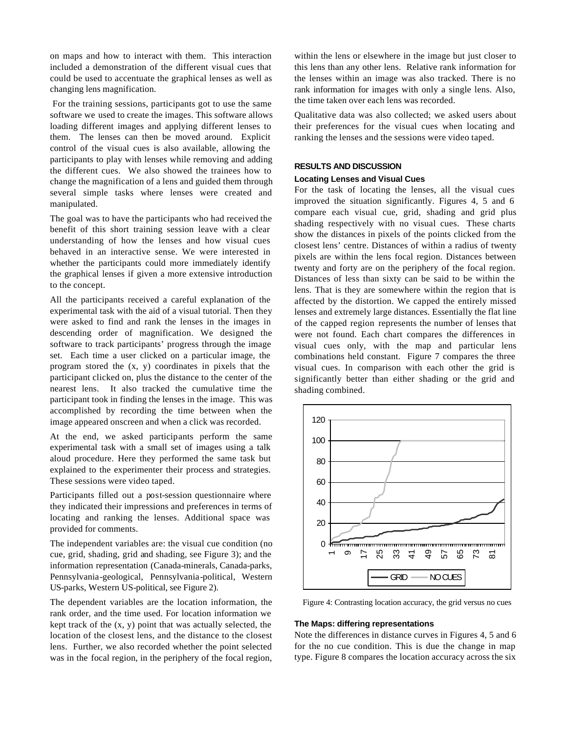on maps and how to interact with them. This interaction included a demonstration of the different visual cues that could be used to accentuate the graphical lenses as well as changing lens magnification.

For the training sessions, participants got to use the same software we used to create the images. This software allows loading different images and applying different lenses to them. The lenses can then be moved around. Explicit control of the visual cues is also available, allowing the participants to play with lenses while removing and adding the different cues. We also showed the trainees how to change the magnification of a lens and guided them through several simple tasks where lenses were created and manipulated.

The goal was to have the participants who had received the benefit of this short training session leave with a clear understanding of how the lenses and how visual cues behaved in an interactive sense. We were interested in whether the participants could more immediately identify the graphical lenses if given a more extensive introduction to the concept.

All the participants received a careful explanation of the experimental task with the aid of a visual tutorial. Then they were asked to find and rank the lenses in the images in descending order of magnification. We designed the software to track participants' progress through the image set. Each time a user clicked on a particular image, the program stored the (x, y) coordinates in pixels that the participant clicked on, plus the distance to the center of the nearest lens. It also tracked the cumulative time the participant took in finding the lenses in the image. This was accomplished by recording the time between when the image appeared onscreen and when a click was recorded.

At the end, we asked participants perform the same experimental task with a small set of images using a talk aloud procedure. Here they performed the same task but explained to the experimenter their process and strategies. These sessions were video taped.

Participants filled out a post-session questionnaire where they indicated their impressions and preferences in terms of locating and ranking the lenses. Additional space was provided for comments.

The independent variables are: the visual cue condition (no cue, grid, shading, grid and shading, see Figure 3); and the information representation (Canada-minerals, Canada-parks, Pennsylvania-geological, Pennsylvania-political, Western US-parks, Western US-political, see Figure 2).

The dependent variables are the location information, the rank order, and the time used. For location information we kept track of the (x, y) point that was actually selected, the location of the closest lens, and the distance to the closest lens. Further, we also recorded whether the point selected was in the focal region, in the periphery of the focal region, within the lens or elsewhere in the image but just closer to this lens than any other lens. Relative rank information for the lenses within an image was also tracked. There is no rank information for images with only a single lens. Also, the time taken over each lens was recorded.

Qualitative data was also collected; we asked users about their preferences for the visual cues when locating and ranking the lenses and the sessions were video taped.

## RESULTS AND DISCUSSION

### Locating Lenses and Visual Cues

For the task of locating the lenses, all the visual cues improved the situation significantly. Figures 4, 5 and 6 compare each visual cue, grid, shading and grid plus shading respectively with no visual cues. These charts show the distances in pixels of the points clicked from the closest lens' centre. Distances of within a radius of twenty pixels are within the lens focal region. Distances between twenty and forty are on the periphery of the focal region. Distances of less than sixty can be said to be within the lens. That is they are somewhere within the region that is affected by the distortion. We capped the entirely missed lenses and extremely large distances. Essentially the flat line of the capped region represents the number of lenses that were not found. Each chart compares the differences in visual cues only, with the map and particular lens combinations held constant. Figure 7 compares the three visual cues. In comparison with each other the grid is significantly better than either shading or the grid and shading combined.

Figure 4: Contrasting location accuracy, the grid versus no cues

### The Maps: differing representations

Note the differences in distance curves in Figures 4, 5 and 6 for the no cue condition. This is due the change in map type. Figure 8 compares the location accuracy across the six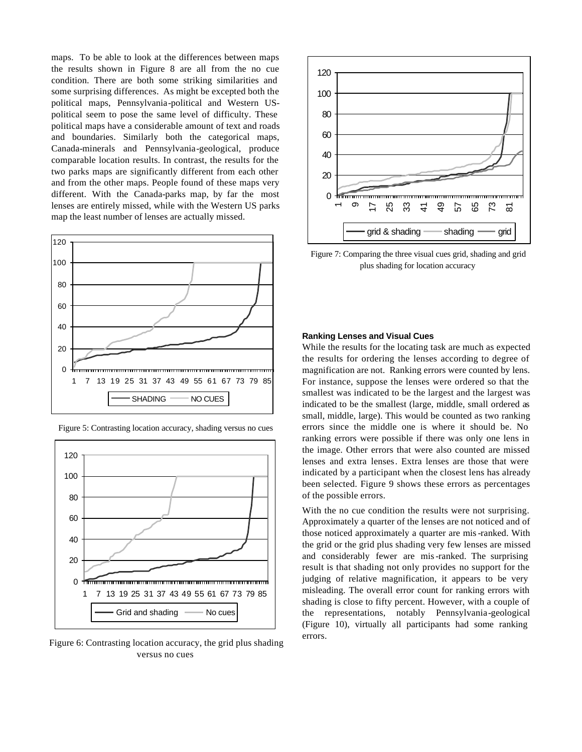maps. To be able to look at the differences between maps the results shown in Figure 8 are all from the no cue condition. There are both some striking similarities and some surprising differences. As might be excepted both the political maps, Pennsylvania-political and Western US-political seem to pose the same level of difficulty. These political maps have a considerable amount of text and roads and boundaries. Similarly both the categorical maps, Canada-minerals and Pennsylvania-geological, produce comparable location results. In contrast, the results for the two parks maps are significantly different from each other and from the other maps. People found of these maps very different. With the Canada-parks map, by far the most lenses are entirely missed, while with the Western US parks map the least number of lenses are actually missed.

Figure 5: Contrasting location accuracy, shading versus no cues

Figure 6: Contrasting location accuracy, the grid plus shading versus no cues

Figure 7: Comparing the three visual cues grid, shading and grid plus shading for location accuracy

#### Ranking Lenses and Visual Cues

While the results for the locating task are much as expected the results for ordering the lenses according to degree of magnification are not. Ranking errors were counted by lens. For instance, suppose the lenses were ordered so that the smallest was indicated to be the largest and the largest was indicated to be the smallest (large, middle, small ordered as small, middle, large). This would be counted as two ranking errors since the middle one is where it should be. No ranking errors were possible if there was only one lens in the image. Other errors that were also counted are missed lenses and extra lenses. Extra lenses are those that were indicated by a participant when the closest lens has already been selected. Figure 9 shows these errors as percentages of the possible errors.

With the no cue condition the results were not surprising. Approximately a quarter of the lenses are not noticed and of those noticed approximately a quarter are mis-ranked. With the grid or the grid plus shading very few lenses are missed and considerably fewer are mis-ranked. The surprising result is that shading not only provides no support for the judging of relative magnification, it appears to be very misleading. The overall error count for ranking errors with shading is close to fifty percent. However, with a couple of the representations, notably Pennsylvania-geological (Figure 10), virtually all participants had some ranking errors.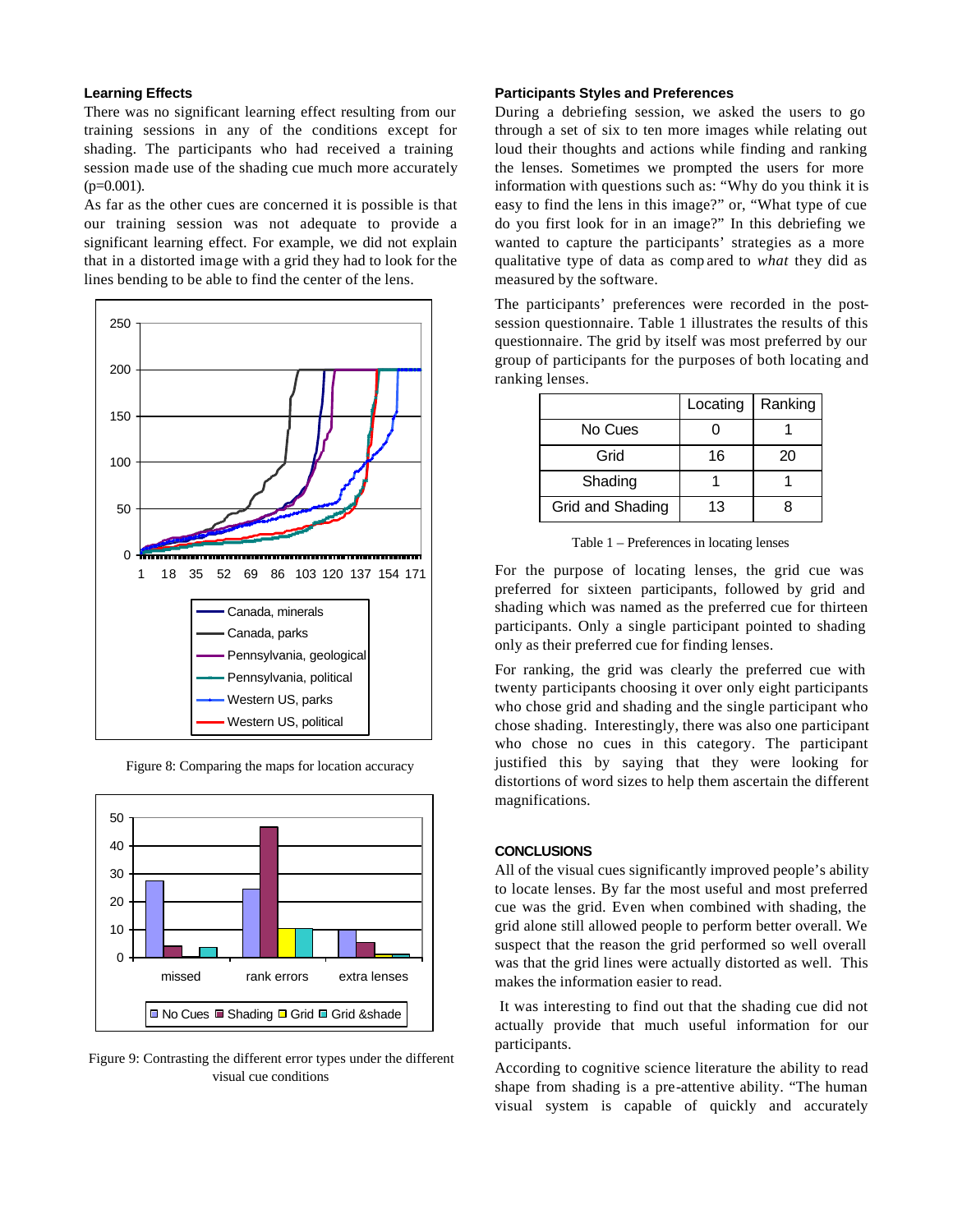### Learning Effects

There was no significant learning effect resulting from our training sessions in any of the conditions except for shading. The participants who had received a training session made use of the shading cue much more accurately (p=0.001).

As far as the other cues are concerned it is possible is that our training session was not adequate to provide a significant learning effect. For example, we did not explain that in a distorted image with a grid they had to look for the lines bending to be able to find the center of the lens.

Figure 8: Comparing the maps for location accuracy

Figure 9: Contrasting the different error types under the different visual cue conditions

### Participants Styles and Preferences

During a debriefing session, we asked the users to go through a set of six to ten more images while relating out loud their thoughts and actions while finding and ranking the lenses. Sometimes we prompted the users for more information with questions such as: "Why do you think it is easy to find the lens in this image?" or, "What type of cue do you first look for in an image?" In this debriefing we wanted to capture the participants' strategies as a more qualitative type of data as compared to *what* they did as measured by the software.

The participants' preferences were recorded in the post-session questionnaire. Table 1 illustrates the results of this questionnaire. The grid by itself was most preferred by our group of participants for the purposes of both locating and ranking lenses.

| | Locating | Ranking |
|---|---|---|
| No Cues | 0 | 1 |
| Grid | 16 | 20 |
| Shading | 1 | 1 |
| Grid and Shading | 13 | 8 |

Table 1 – Preferences in locating lenses

For the purpose of locating lenses, the grid cue was preferred for sixteen participants, followed by grid and shading which was named as the preferred cue for thirteen participants. Only a single participant pointed to shading only as their preferred cue for finding lenses.

For ranking, the grid was clearly the preferred cue with twenty participants choosing it over only eight participants who chose grid and shading and the single participant who chose shading. Interestingly, there was also one participant who chose no cues in this category. The participant justified this by saying that they were looking for distortions of word sizes to help them ascertain the different magnifications.

## CONCLUSIONS

All of the visual cues significantly improved people's ability to locate lenses. By far the most useful and most preferred cue was the grid. Even when combined with shading, the grid alone still allowed people to perform better overall. We suspect that the reason the grid performed so well overall was that the grid lines were actually distorted as well. This makes the information easier to read.

It was interesting to find out that the shading cue did not actually provide that much useful information for our participants.

According to cognitive science literature the ability to read shape from shading is a pre-attentive ability. "The human visual system is capable of quickly and accurately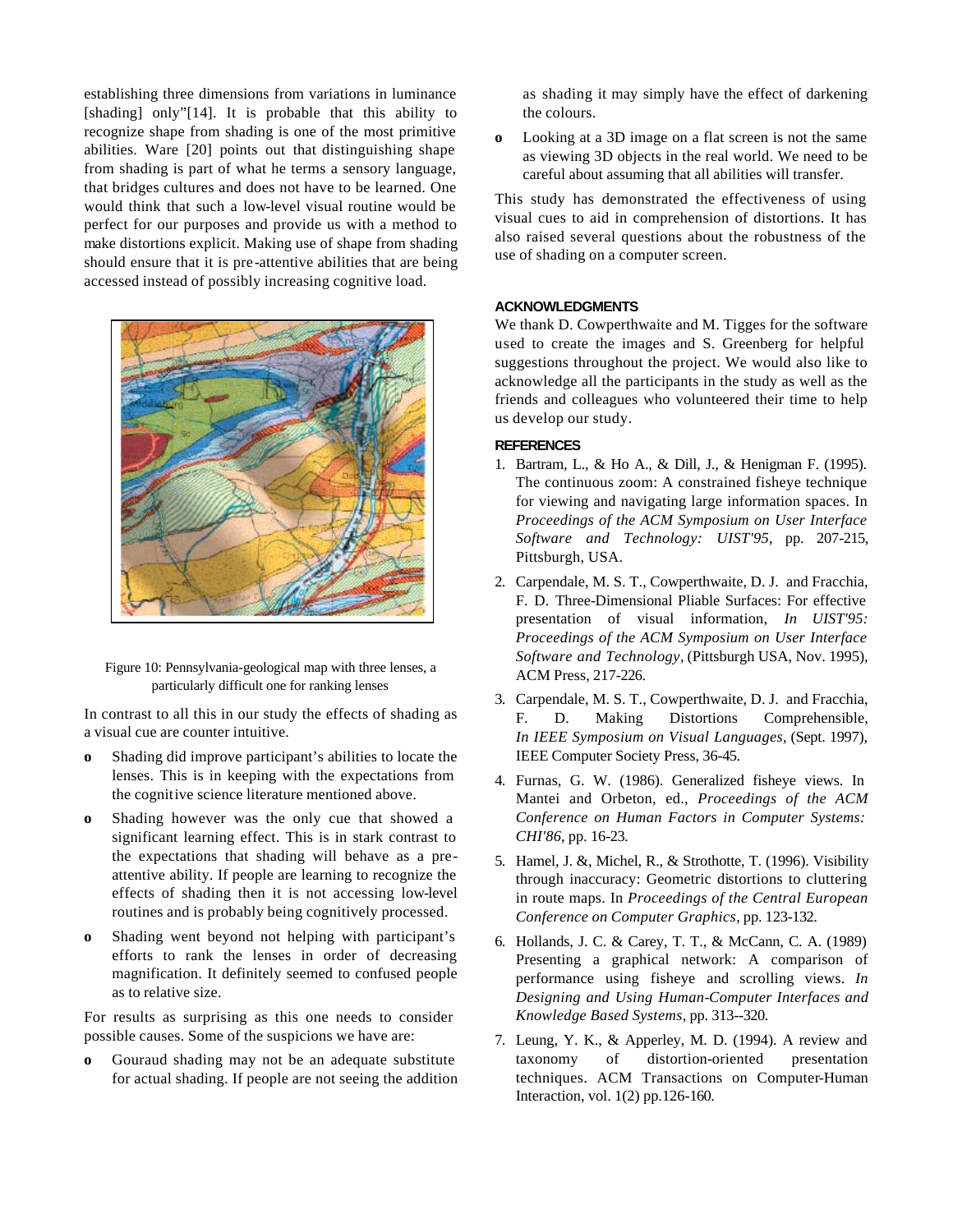establishing three dimensions from variations in luminance [shading] only"[14]. It is probable that this ability to recognize shape from shading is one of the most primitive abilities. Ware [20] points out that distinguishing shape from shading is part of what he terms a sensory language, that bridges cultures and does not have to be learned. One would think that such a low-level visual routine would be perfect for our purposes and provide us with a method to make distortions explicit. Making use of shape from shading should ensure that it is pre-attentive abilities that are being accessed instead of possibly increasing cognitive load.

Figure 10: Pennsylvania-geological map with three lenses, a particularly difficult one for ranking lenses

In contrast to all this in our study the effects of shading as a visual cue are counter intuitive.

- Shading did improve participant's abilities to locate the lenses. This is in keeping with the expectations from the cognitive science literature mentioned above.
- Shading however was the only cue that showed a significant learning effect. This is in stark contrast to the expectations that shading will behave as a pre-attentive ability. If people are learning to recognize the effects of shading then it is not accessing low-level routines and is probably being cognitively processed.
- Shading went beyond not helping with participant's efforts to rank the lenses in order of decreasing magnification. It definitely seemed to confused people as to relative size.

For results as surprising as this one needs to consider possible causes. Some of the suspicions we have are:

- Gouraud shading may not be an adequate substitute for actual shading. If people are not seeing the addition as shading it may simply have the effect of darkening the colours.
- Looking at a 3D image on a flat screen is not the same as viewing 3D objects in the real world. We need to be careful about assuming that all abilities will transfer.

This study has demonstrated the effectiveness of using visual cues to aid in comprehension of distortions. It has also raised several questions about the robustness of the use of shading on a computer screen.

## ACKNOWLEDGMENTS

We thank D. Cowperthwaite and M. Tigges for the software used to create the images and S. Greenberg for helpful suggestions throughout the project. We would also like to acknowledge all the participants in the study as well as the friends and colleagues who volunteered their time to help us develop our study.

## REFERENCES

1. Bartram, L., & Ho A., & Dill, J., & Henigman F. (1995). The continuous zoom: A constrained fisheye technique for viewing and navigating large information spaces. In *Proceedings of the ACM Symposium on User Interface Software and Technology: UIST'95*, pp. 207-215, Pittsburgh, USA.
2. Carpendale, M. S. T., Cowperthwaite, D. J. and Fracchia, F. D. Three-Dimensional Pliable Surfaces: For effective presentation of visual information, *In UIST'95: Proceedings of the ACM Symposium on User Interface Software and Technology*, (Pittsburgh USA, Nov. 1995), ACM Press, 217-226.
3. Carpendale, M. S. T., Cowperthwaite, D. J. and Fracchia, F. D. Making Distortions Comprehensible, *In IEEE Symposium on Visual Languages*, (Sept. 1997), IEEE Computer Society Press, 36-45.
4. Furnas, G. W. (1986). Generalized fisheye views. In Mantei and Orbeton, ed., *Proceedings of the ACM Conference on Human Factors in Computer Systems: CHI'86*, pp. 16-23.
5. Hamel, J. &, Michel, R., & Strothotte, T. (1996). Visibility through inaccuracy: Geometric distortions to cluttering in route maps. In *Proceedings of the Central European Conference on Computer Graphics*, pp. 123-132.
6. Hollands, J. C. & Carey, T. T., & McCann, C. A. (1989) Presenting a graphical network: A comparison of performance using fisheye and scrolling views. *In Designing and Using Human-Computer Interfaces and Knowledge Based Systems*, pp. 313--320.
7. Leung, Y. K., & Apperley, M. D. (1994). A review and taxonomy of distortion-oriented presentation techniques. ACM Transactions on Computer-Human Interaction, vol. 1(2) pp.126-160.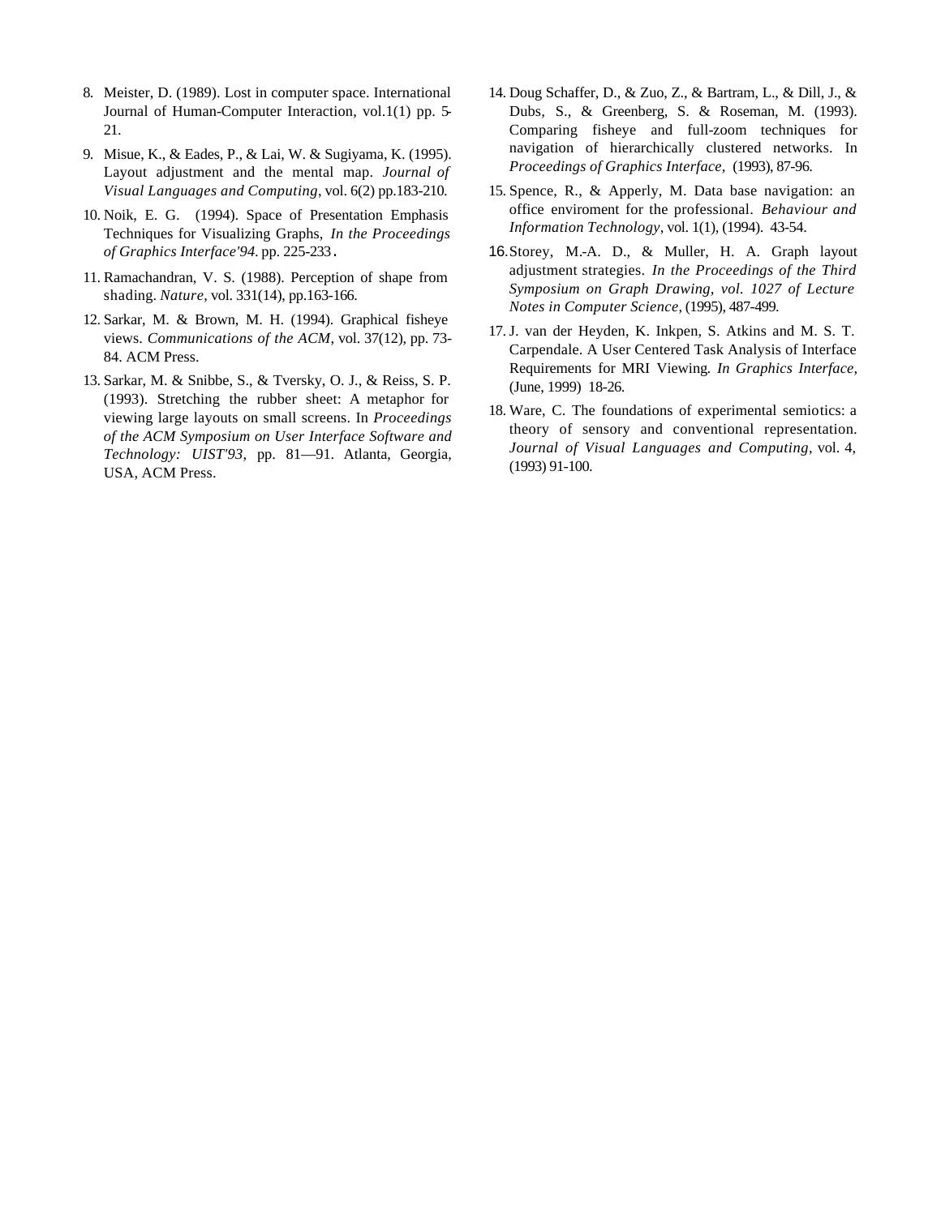8. Meister, D. (1989). Lost in computer space. International Journal of Human-Computer Interaction, vol.1(1) pp. 5-21.

9. Misue, K., & Eades, P., & Lai, W. & Sugiyama, K. (1995). Layout adjustment and the mental map. *Journal of Visual Languages and Computing*, vol. 6(2) pp.183-210.

10. Noik, E. G. (1994). Space of Presentation Emphasis Techniques for Visualizing Graphs, *In the Proceedings of Graphics Interface'94*. pp. 225-233.

11. Ramachandran, V. S. (1988). Perception of shape from shading. *Nature*, vol. 331(14), pp.163-166.

12. Sarkar, M. & Brown, M. H. (1994). Graphical fisheye views. *Communications of the ACM*, vol. 37(12), pp. 73-84. ACM Press.

13. Sarkar, M. & Snibbe, S., & Tversky, O. J., & Reiss, S. P. (1993). Stretching the rubber sheet: A metaphor for viewing large layouts on small screens. In *Proceedings of the ACM Symposium on User Interface Software and Technology: UIST'93*, pp. 81—91. Atlanta, Georgia, USA, ACM Press.

14. Doug Schaffer, D., & Zuo, Z., & Bartram, L., & Dill, J., & Dubs, S., & Greenberg, S. & Roseman, M. (1993). Comparing fisheye and full-zoom techniques for navigation of hierarchically clustered networks. In *Proceedings of Graphics Interface*, (1993), 87-96.

15. Spence, R., & Apperly, M. Data base navigation: an office enviroment for the professional. *Behaviour and Information Technology*, vol. 1(1), (1994). 43-54.

16. Storey, M.-A. D., & Muller, H. A. Graph layout adjustment strategies. *In the Proceedings of the Third Symposium on Graph Drawing, vol. 1027 of Lecture Notes in Computer Science*, (1995), 487-499.

17. J. van der Heyden, K. Inkpen, S. Atkins and M. S. T. Carpendale. A User Centered Task Analysis of Interface Requirements for MRI Viewing. *In Graphics Interface*, (June, 1999) 18-26.

18. Ware, C. The foundations of experimental semiotics: a theory of sensory and conventional representation. *Journal of Visual Languages and Computing*, vol. 4, (1993) 91-100.